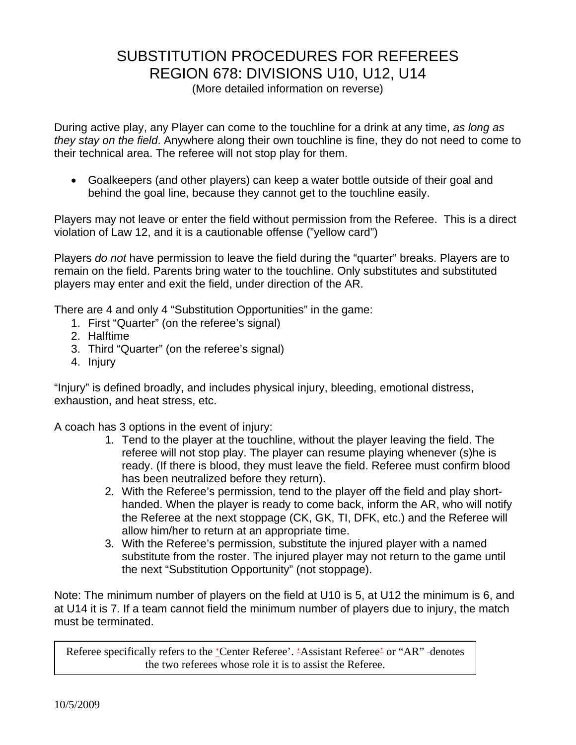# SUBSTITUTION PROCEDURES FOR REFEREES
# REGION 678: DIVISIONS U10, U12, U14

(More detailed information on reverse)

During active play, any Player can come to the touchline for a drink at any time, *as long as they stay on the field*. Anywhere along their own touchline is fine, they do not need to come to their technical area. The referee will not stop play for them.

- Goalkeepers (and other players) can keep a water bottle outside of their goal and behind the goal line, because they cannot get to the touchline easily.

Players may not leave or enter the field without permission from the Referee. This is a direct violation of Law 12, and it is a cautionable offense ("yellow card")

Players *do not* have permission to leave the field during the "quarter" breaks. Players are to remain on the field. Parents bring water to the touchline. Only substitutes and substituted players may enter and exit the field, under direction of the AR.

There are 4 and only 4 "Substitution Opportunities" in the game:

1. First "Quarter" (on the referee's signal)
2. Halftime
3. Third "Quarter" (on the referee's signal)
4. Injury

"Injury" is defined broadly, and includes physical injury, bleeding, emotional distress, exhaustion, and heat stress, etc.

A coach has 3 options in the event of injury:

1. Tend to the player at the touchline, without the player leaving the field. The referee will not stop play. The player can resume playing whenever (s)he is ready. (If there is blood, they must leave the field. Referee must confirm blood has been neutralized before they return).
2. With the Referee's permission, tend to the player off the field and play short-handed. When the player is ready to come back, inform the AR, who will notify the Referee at the next stoppage (CK, GK, TI, DFK, etc.) and the Referee will allow him/her to return at an appropriate time.
3. With the Referee's permission, substitute the injured player with a named substitute from the roster. The injured player may not return to the game until the next "Substitution Opportunity" (not stoppage).

Note: The minimum number of players on the field at U10 is 5, at U12 the minimum is 6, and at U14 it is 7. If a team cannot field the minimum number of players due to injury, the match must be terminated.

> Referee specifically refers to the 'Center Referee'. 'Assistant Referee' or "AR" denotes the two referees whose role it is to assist the Referee.

10/5/2009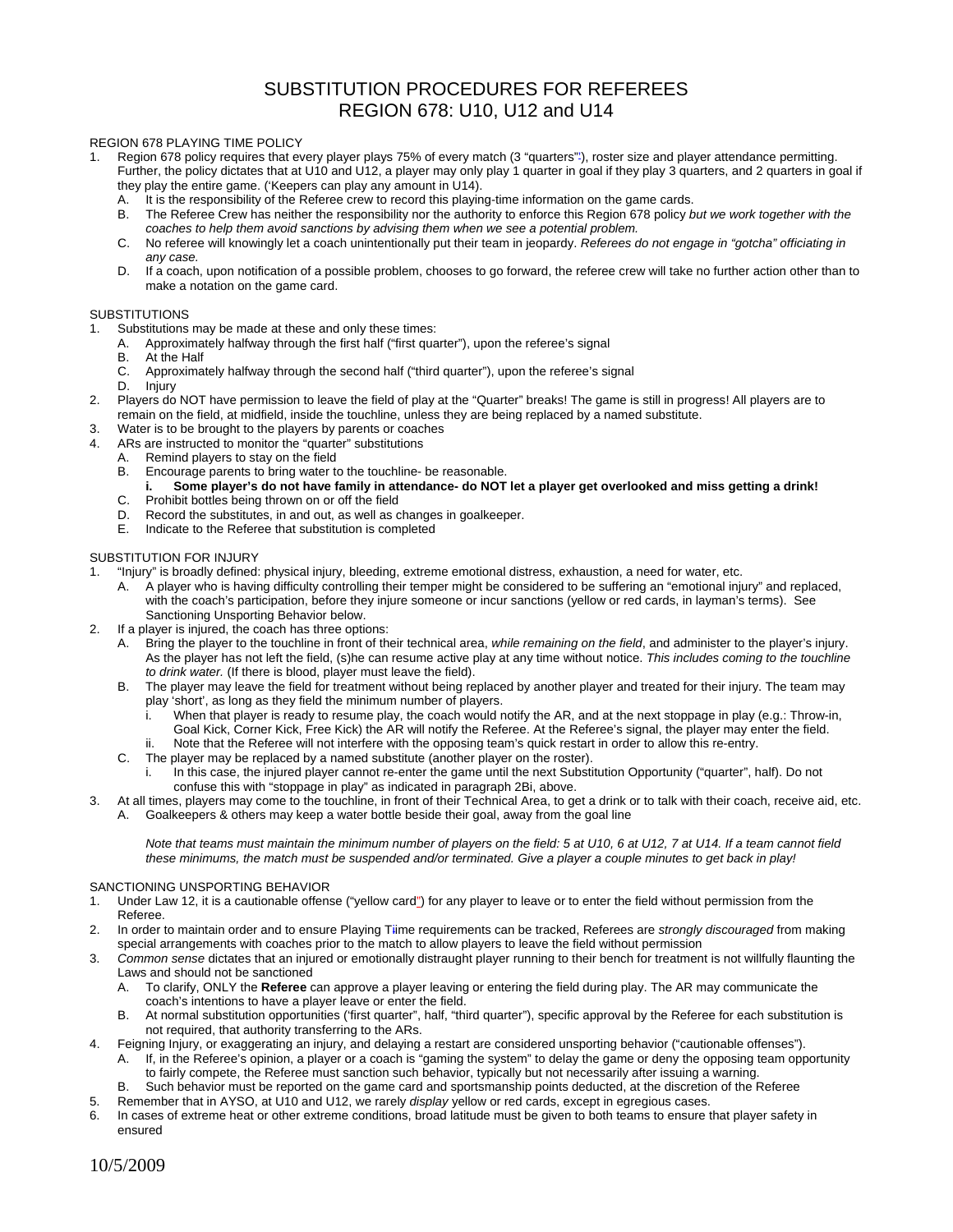# SUBSTITUTION PROCEDURES FOR REFEREES
# REGION 678: U10, U12 and U14

REGION 678 PLAYING TIME POLICY

1. Region 678 policy requires that every player plays 75% of every match (3 "quarters"), roster size and player attendance permitting. Further, the policy dictates that at U10 and U12, a player may only play 1 quarter in goal if they play 3 quarters, and 2 quarters in goal if they play the entire game. ('Keepers can play any amount in U14).
   A. It is the responsibility of the Referee crew to record this playing-time information on the game cards.
   B. The Referee Crew has neither the responsibility nor the authority to enforce this Region 678 policy *but we work together with the coaches to help them avoid sanctions by advising them when we see a potential problem.*
   C. No referee will knowingly let a coach unintentionally put their team in jeopardy. *Referees do not engage in "gotcha" officiating in any case.*
   D. If a coach, upon notification of a possible problem, chooses to go forward, the referee crew will take no further action other than to make a notation on the game card.

SUBSTITUTIONS

1. Substitutions may be made at these and only these times:
   A. Approximately halfway through the first half ("first quarter"), upon the referee's signal
   B. At the Half
   C. Approximately halfway through the second half ("third quarter"), upon the referee's signal
   D. Injury
2. Players do NOT have permission to leave the field of play at the "Quarter" breaks! The game is still in progress! All players are to remain on the field, at midfield, inside the touchline, unless they are being replaced by a named substitute.
3. Water is to be brought to the players by parents or coaches
4. ARs are instructed to monitor the "quarter" substitutions
   A. Remind players to stay on the field
   B. Encourage parents to bring water to the touchline- be reasonable.
      i. **Some player's do not have family in attendance- do NOT let a player get overlooked and miss getting a drink!**
   C. Prohibit bottles being thrown on or off the field
   D. Record the substitutes, in and out, as well as changes in goalkeeper.
   E. Indicate to the Referee that substitution is completed

SUBSTITUTION FOR INJURY

1. "Injury" is broadly defined: physical injury, bleeding, extreme emotional distress, exhaustion, a need for water, etc.
   A. A player who is having difficulty controlling their temper might be considered to be suffering an "emotional injury" and replaced, with the coach's participation, before they injure someone or incur sanctions (yellow or red cards, in layman's terms). See Sanctioning Unsporting Behavior below.
2. If a player is injured, the coach has three options:
   A. Bring the player to the touchline in front of their technical area, *while remaining on the field*, and administer to the player's injury. As the player has not left the field, (s)he can resume active play at any time without notice. *This includes coming to the touchline to drink water.* (If there is blood, player must leave the field).
   B. The player may leave the field for treatment without being replaced by another player and treated for their injury. The team may play 'short', as long as they field the minimum number of players.
      i. When that player is ready to resume play, the coach would notify the AR, and at the next stoppage in play (e.g.: Throw-in, Goal Kick, Corner Kick, Free Kick) the AR will notify the Referee. At the Referee's signal, the player may enter the field.
      ii. Note that the Referee will not interfere with the opposing team's quick restart in order to allow this re-entry.
   C. The player may be replaced by a named substitute (another player on the roster).
      i. In this case, the injured player cannot re-enter the game until the next Substitution Opportunity ("quarter", half). Do not confuse this with "stoppage in play" as indicated in paragraph 2Bi, above.
3. At all times, players may come to the touchline, in front of their Technical Area, to get a drink or to talk with their coach, receive aid, etc.
   A. Goalkeepers & others may keep a water bottle beside their goal, away from the goal line

   *Note that teams must maintain the minimum number of players on the field: 5 at U10, 6 at U12, 7 at U14. If a team cannot field these minimums, the match must be suspended and/or terminated. Give a player a couple minutes to get back in play!*

SANCTIONING UNSPORTING BEHAVIOR

1. Under Law 12, it is a cautionable offense ("yellow card") for any player to leave or to enter the field without permission from the Referee.
2. In order to maintain order and to ensure Playing Time requirements can be tracked, Referees are *strongly discouraged* from making special arrangements with coaches prior to the match to allow players to leave the field without permission
3. *Common sense* dictates that an injured or emotionally distraught player running to their bench for treatment is not willfully flaunting the Laws and should not be sanctioned
   A. To clarify, ONLY the **Referee** can approve a player leaving or entering the field during play. The AR may communicate the coach's intentions to have a player leave or enter the field.
   B. At normal substitution opportunities ('first quarter", half, "third quarter"), specific approval by the Referee for each substitution is not required, that authority transferring to the ARs.
4. Feigning Injury, or exaggerating an injury, and delaying a restart are considered unsporting behavior ("cautionable offenses").
   A. If, in the Referee's opinion, a player or a coach is "gaming the system" to delay the game or deny the opposing team opportunity to fairly compete, the Referee must sanction such behavior, typically but not necessarily after issuing a warning.
   B. Such behavior must be reported on the game card and sportsmanship points deducted, at the discretion of the Referee
5. Remember that in AYSO, at U10 and U12, we rarely *display* yellow or red cards, except in egregious cases.
6. In cases of extreme heat or other extreme conditions, broad latitude must be given to both teams to ensure that player safety in ensured

10/5/2009